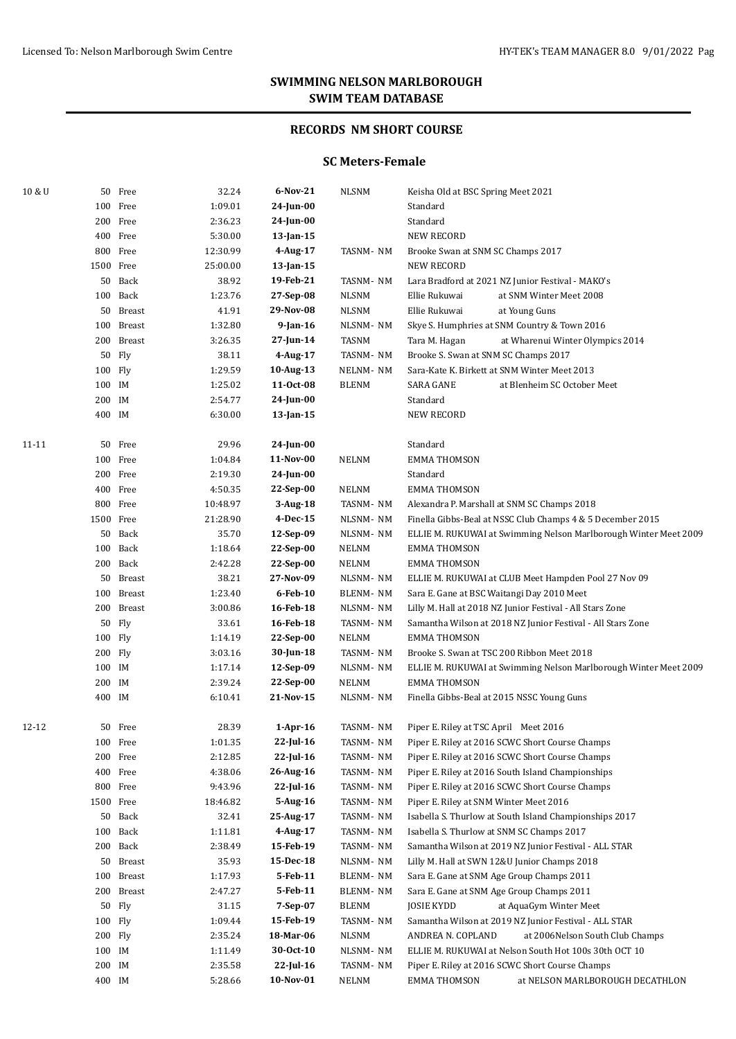Licensed To: Nelson Marlborough Swim Centre HY-TEK's TEAM MANAGER 8.0 9/01/2022

# SWIMMING NELSON MARLBOROUGH
## SWIM TEAM DATABASE

### RECORDS NM SHORT COURSE

### SC Meters-Female

| | | | | | | |
|---|---|---|---|---|---|---|
| 10 & U | 50 | Free | 32.24 | **6-Nov-21** | NLSNM | Keisha Old at BSC Spring Meet 2021 |
| | 100 | Free | 1:09.01 | **24-Jun-00** | | Standard |
| | 200 | Free | 2:36.23 | **24-Jun-00** | | Standard |
| | 400 | Free | 5:30.00 | **13-Jan-15** | | NEW RECORD |
| | 800 | Free | 12:30.99 | **4-Aug-17** | TASNM- NM | Brooke Swan at SNM SC Champs 2017 |
| | 1500 | Free | 25:00.00 | **13-Jan-15** | | NEW RECORD |
| | 50 | Back | 38.92 | **19-Feb-21** | TASNM- NM | Lara Bradford at 2021 NZ Junior Festival - MAKO's |
| | 100 | Back | 1:23.76 | **27-Sep-08** | NLSNM | Ellie Rukuwai at SNM Winter Meet 2008 |
| | 50 | Breast | 41.91 | **29-Nov-08** | NLSNM | Ellie Rukuwai at Young Guns |
| | 100 | Breast | 1:32.80 | **9-Jan-16** | NLSNM- NM | Skye S. Humphries at SNM Country & Town 2016 |
| | 200 | Breast | 3:26.35 | **27-Jun-14** | TASNM | Tara M. Hagan at Wharenui Winter Olympics 2014 |
| | 50 | Fly | 38.11 | **4-Aug-17** | TASNM- NM | Brooke S. Swan at SNM SC Champs 2017 |
| | 100 | Fly | 1:29.59 | **10-Aug-13** | NELNM- NM | Sara-Kate K. Birkett at SNM Winter Meet 2013 |
| | 100 | IM | 1:25.02 | **11-Oct-08** | BLENM | SARA GANE at Blenheim SC October Meet |
| | 200 | IM | 2:54.77 | **24-Jun-00** | | Standard |
| | 400 | IM | 6:30.00 | **13-Jan-15** | | NEW RECORD |
| 11-11 | 50 | Free | 29.96 | **24-Jun-00** | | Standard |
| | 100 | Free | 1:04.84 | **11-Nov-00** | NELNM | EMMA THOMSON |
| | 200 | Free | 2:19.30 | **24-Jun-00** | | Standard |
| | 400 | Free | 4:50.35 | **22-Sep-00** | NELNM | EMMA THOMSON |
| | 800 | Free | 10:48.97 | **3-Aug-18** | TASNM- NM | Alexandra P. Marshall at SNM SC Champs 2018 |
| | 1500 | Free | 21:28.90 | **4-Dec-15** | NLSNM- NM | Finella Gibbs-Beal at NSSC Club Champs 4 & 5 December 2015 |
| | 50 | Back | 35.70 | **12-Sep-09** | NLSNM- NM | ELLIE M. RUKUWAI at Swimming Nelson Marlborough Winter Meet 2009 |
| | 100 | Back | 1:18.64 | **22-Sep-00** | NELNM | EMMA THOMSON |
| | 200 | Back | 2:42.28 | **22-Sep-00** | NELNM | EMMA THOMSON |
| | 50 | Breast | 38.21 | **27-Nov-09** | NLSNM- NM | ELLIE M. RUKUWAI at CLUB Meet Hampden Pool 27 Nov 09 |
| | 100 | Breast | 1:23.40 | **6-Feb-10** | BLENM- NM | Sara E. Gane at BSC Waitangi Day 2010 Meet |
| | 200 | Breast | 3:00.86 | **16-Feb-18** | NLSNM- NM | Lilly M. Hall at 2018 NZ Junior Festival - All Stars Zone |
| | 50 | Fly | 33.61 | **16-Feb-18** | TASNM- NM | Samantha Wilson at 2018 NZ Junior Festival - All Stars Zone |
| | 100 | Fly | 1:14.19 | **22-Sep-00** | NELNM | EMMA THOMSON |
| | 200 | Fly | 3:03.16 | **30-Jun-18** | TASNM- NM | Brooke S. Swan at TSC 200 Ribbon Meet 2018 |
| | 100 | IM | 1:17.14 | **12-Sep-09** | NLSNM- NM | ELLIE M. RUKUWAI at Swimming Nelson Marlborough Winter Meet 2009 |
| | 200 | IM | 2:39.24 | **22-Sep-00** | NELNM | EMMA THOMSON |
| | 400 | IM | 6:10.41 | **21-Nov-15** | NLSNM- NM | Finella Gibbs-Beal at 2015 NSSC Young Guns |
| 12-12 | 50 | Free | 28.39 | **1-Apr-16** | TASNM- NM | Piper E. Riley at TSC April Meet 2016 |
| | 100 | Free | 1:01.35 | **22-Jul-16** | TASNM- NM | Piper E. Riley at 2016 SCWC Short Course Champs |
| | 200 | Free | 2:12.85 | **22-Jul-16** | TASNM- NM | Piper E. Riley at 2016 SCWC Short Course Champs |
| | 400 | Free | 4:38.06 | **26-Aug-16** | TASNM- NM | Piper E. Riley at 2016 South Island Championships |
| | 800 | Free | 9:43.96 | **22-Jul-16** | TASNM- NM | Piper E. Riley at 2016 SCWC Short Course Champs |
| | 1500 | Free | 18:46.82 | **5-Aug-16** | TASNM- NM | Piper E. Riley at SNM Winter Meet 2016 |
| | 50 | Back | 32.41 | **25-Aug-17** | TASNM- NM | Isabella S. Thurlow at South Island Championships 2017 |
| | 100 | Back | 1:11.81 | **4-Aug-17** | TASNM- NM | Isabella S. Thurlow at SNM SC Champs 2017 |
| | 200 | Back | 2:38.49 | **15-Feb-19** | TASNM- NM | Samantha Wilson at 2019 NZ Junior Festival - ALL STAR |
| | 50 | Breast | 35.93 | **15-Dec-18** | NLSNM- NM | Lilly M. Hall at SWN 12&U Junior Champs 2018 |
| | 100 | Breast | 1:17.93 | **5-Feb-11** | BLENM- NM | Sara E. Gane at SNM Age Group Champs 2011 |
| | 200 | Breast | 2:47.27 | **5-Feb-11** | BLENM- NM | Sara E. Gane at SNM Age Group Champs 2011 |
| | 50 | Fly | 31.15 | **7-Sep-07** | BLENM | JOSIE KYDD at AquaGym Winter Meet |
| | 100 | Fly | 1:09.44 | **15-Feb-19** | TASNM- NM | Samantha Wilson at 2019 NZ Junior Festival - ALL STAR |
| | 200 | Fly | 2:35.24 | **18-Mar-06** | NLSNM | ANDREA N. COPLAND at 2006Nelson South Club Champs |
| | 100 | IM | 1:11.49 | **30-Oct-10** | NLSNM- NM | ELLIE M. RUKUWAI at Nelson South Hot 100s 30th OCT 10 |
| | 200 | IM | 2:35.58 | **22-Jul-16** | TASNM- NM | Piper E. Riley at 2016 SCWC Short Course Champs |
| | 400 | IM | 5:28.66 | **10-Nov-01** | NELNM | EMMA THOMSON at NELSON MARLBOROUGH DECATHLON |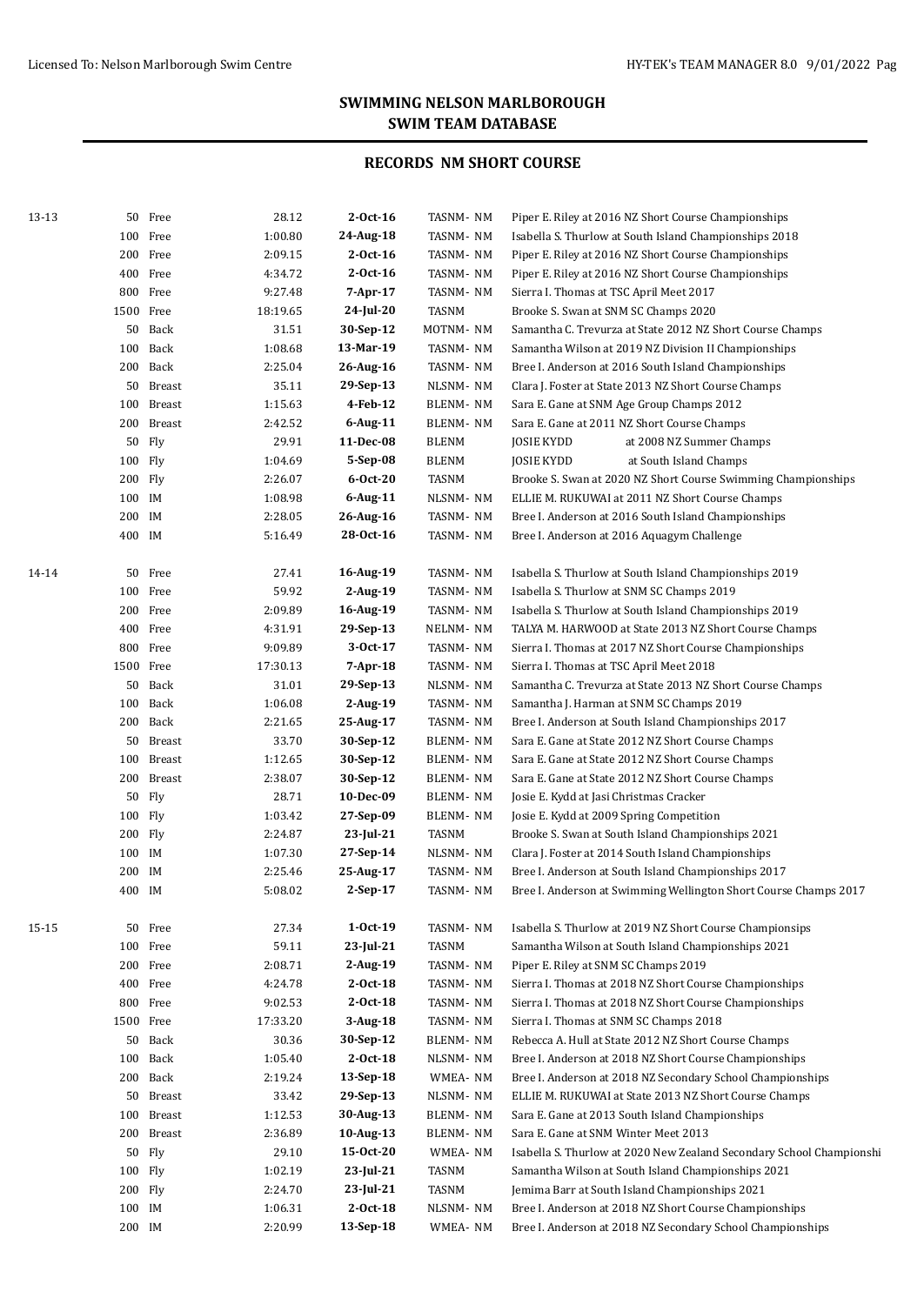## SWIMMING NELSON MARLBOROUGH
## SWIM TEAM DATABASE

### RECORDS NM SHORT COURSE

| Age | Event | | Time | Date | Team | Swimmer / Meet |
|---|---|---|---|---|---|---|
| 13-13 | 50 | Free | 28.12 | **2-Oct-16** | TASNM- NM | Piper E. Riley at 2016 NZ Short Course Championships |
| | 100 | Free | 1:00.80 | **24-Aug-18** | TASNM- NM | Isabella S. Thurlow at South Island Championships 2018 |
| | 200 | Free | 2:09.15 | **2-Oct-16** | TASNM- NM | Piper E. Riley at 2016 NZ Short Course Championships |
| | 400 | Free | 4:34.72 | **2-Oct-16** | TASNM- NM | Piper E. Riley at 2016 NZ Short Course Championships |
| | 800 | Free | 9:27.48 | **7-Apr-17** | TASNM- NM | Sierra I. Thomas at TSC April Meet 2017 |
| | 1500 | Free | 18:19.65 | **24-Jul-20** | TASNM | Brooke S. Swan at SNM SC Champs 2020 |
| | 50 | Back | 31.51 | **30-Sep-12** | MOTNM- NM | Samantha C. Trevurza at State 2012 NZ Short Course Champs |
| | 100 | Back | 1:08.68 | **13-Mar-19** | TASNM- NM | Samantha Wilson at 2019 NZ Division II Championships |
| | 200 | Back | 2:25.04 | **26-Aug-16** | TASNM- NM | Bree I. Anderson at 2016 South Island Championships |
| | 50 | Breast | 35.11 | **29-Sep-13** | NLSNM- NM | Clara J. Foster at State 2013 NZ Short Course Champs |
| | 100 | Breast | 1:15.63 | **4-Feb-12** | BLENM- NM | Sara E. Gane at SNM Age Group Champs 2012 |
| | 200 | Breast | 2:42.52 | **6-Aug-11** | BLENM- NM | Sara E. Gane at 2011 NZ Short Course Champs |
| | 50 | Fly | 29.91 | **11-Dec-08** | BLENM | JOSIE KYDD at 2008 NZ Summer Champs |
| | 100 | Fly | 1:04.69 | **5-Sep-08** | BLENM | JOSIE KYDD at South Island Champs |
| | 200 | Fly | 2:26.07 | **6-Oct-20** | TASNM | Brooke S. Swan at 2020 NZ Short Course Swimming Championships |
| | 100 | IM | 1:08.98 | **6-Aug-11** | NLSNM- NM | ELLIE M. RUKUWAI at 2011 NZ Short Course Champs |
| | 200 | IM | 2:28.05 | **26-Aug-16** | TASNM- NM | Bree I. Anderson at 2016 South Island Championships |
| | 400 | IM | 5:16.49 | **28-Oct-16** | TASNM- NM | Bree I. Anderson at 2016 Aquagym Challenge |
| 14-14 | 50 | Free | 27.41 | **16-Aug-19** | TASNM- NM | Isabella S. Thurlow at South Island Championships 2019 |
| | 100 | Free | 59.92 | **2-Aug-19** | TASNM- NM | Isabella S. Thurlow at SNM SC Champs 2019 |
| | 200 | Free | 2:09.89 | **16-Aug-19** | TASNM- NM | Isabella S. Thurlow at South Island Championships 2019 |
| | 400 | Free | 4:31.91 | **29-Sep-13** | NELNM- NM | TALYA M. HARWOOD at State 2013 NZ Short Course Champs |
| | 800 | Free | 9:09.89 | **3-Oct-17** | TASNM- NM | Sierra I. Thomas at 2017 NZ Short Course Championships |
| | 1500 | Free | 17:30.13 | **7-Apr-18** | TASNM- NM | Sierra I. Thomas at TSC April Meet 2018 |
| | 50 | Back | 31.01 | **29-Sep-13** | NLSNM- NM | Samantha C. Trevurza at State 2013 NZ Short Course Champs |
| | 100 | Back | 1:06.08 | **2-Aug-19** | TASNM- NM | Samantha J. Harman at SNM SC Champs 2019 |
| | 200 | Back | 2:21.65 | **25-Aug-17** | TASNM- NM | Bree I. Anderson at South Island Championships 2017 |
| | 50 | Breast | 33.70 | **30-Sep-12** | BLENM- NM | Sara E. Gane at State 2012 NZ Short Course Champs |
| | 100 | Breast | 1:12.65 | **30-Sep-12** | BLENM- NM | Sara E. Gane at State 2012 NZ Short Course Champs |
| | 200 | Breast | 2:38.07 | **30-Sep-12** | BLENM- NM | Sara E. Gane at State 2012 NZ Short Course Champs |
| | 50 | Fly | 28.71 | **10-Dec-09** | BLENM- NM | Josie E. Kydd at Jasi Christmas Cracker |
| | 100 | Fly | 1:03.42 | **27-Sep-09** | BLENM- NM | Josie E. Kydd at 2009 Spring Competition |
| | 200 | Fly | 2:24.87 | **23-Jul-21** | TASNM | Brooke S. Swan at South Island Championships 2021 |
| | 100 | IM | 1:07.30 | **27-Sep-14** | NLSNM- NM | Clara J. Foster at 2014 South Island Championships |
| | 200 | IM | 2:25.46 | **25-Aug-17** | TASNM- NM | Bree I. Anderson at South Island Championships 2017 |
| | 400 | IM | 5:08.02 | **2-Sep-17** | TASNM- NM | Bree I. Anderson at Swimming Wellington Short Course Champs 2017 |
| 15-15 | 50 | Free | 27.34 | **1-Oct-19** | TASNM- NM | Isabella S. Thurlow at 2019 NZ Short Course Championsips |
| | 100 | Free | 59.11 | **23-Jul-21** | TASNM | Samantha Wilson at South Island Championships 2021 |
| | 200 | Free | 2:08.71 | **2-Aug-19** | TASNM- NM | Piper E. Riley at SNM SC Champs 2019 |
| | 400 | Free | 4:24.78 | **2-Oct-18** | TASNM- NM | Sierra I. Thomas at 2018 NZ Short Course Championships |
| | 800 | Free | 9:02.53 | **2-Oct-18** | TASNM- NM | Sierra I. Thomas at 2018 NZ Short Course Championships |
| | 1500 | Free | 17:33.20 | **3-Aug-18** | TASNM- NM | Sierra I. Thomas at SNM SC Champs 2018 |
| | 50 | Back | 30.36 | **30-Sep-12** | BLENM- NM | Rebecca A. Hull at State 2012 NZ Short Course Champs |
| | 100 | Back | 1:05.40 | **2-Oct-18** | NLSNM- NM | Bree I. Anderson at 2018 NZ Short Course Championships |
| | 200 | Back | 2:19.24 | **13-Sep-18** | WMEA- NM | Bree I. Anderson at 2018 NZ Secondary School Championships |
| | 50 | Breast | 33.42 | **29-Sep-13** | NLSNM- NM | ELLIE M. RUKUWAI at State 2013 NZ Short Course Champs |
| | 100 | Breast | 1:12.53 | **30-Aug-13** | BLENM- NM | Sara E. Gane at 2013 South Island Championships |
| | 200 | Breast | 2:36.89 | **10-Aug-13** | BLENM- NM | Sara E. Gane at SNM Winter Meet 2013 |
| | 50 | Fly | 29.10 | **15-Oct-20** | WMEA- NM | Isabella S. Thurlow at 2020 New Zealand Secondary School Championshi |
| | 100 | Fly | 1:02.19 | **23-Jul-21** | TASNM | Samantha Wilson at South Island Championships 2021 |
| | 200 | Fly | 2:24.70 | **23-Jul-21** | TASNM | Jemima Barr at South Island Championships 2021 |
| | 100 | IM | 1:06.31 | **2-Oct-18** | NLSNM- NM | Bree I. Anderson at 2018 NZ Short Course Championships |
| | 200 | IM | 2:20.99 | **13-Sep-18** | WMEA- NM | Bree I. Anderson at 2018 NZ Secondary School Championships |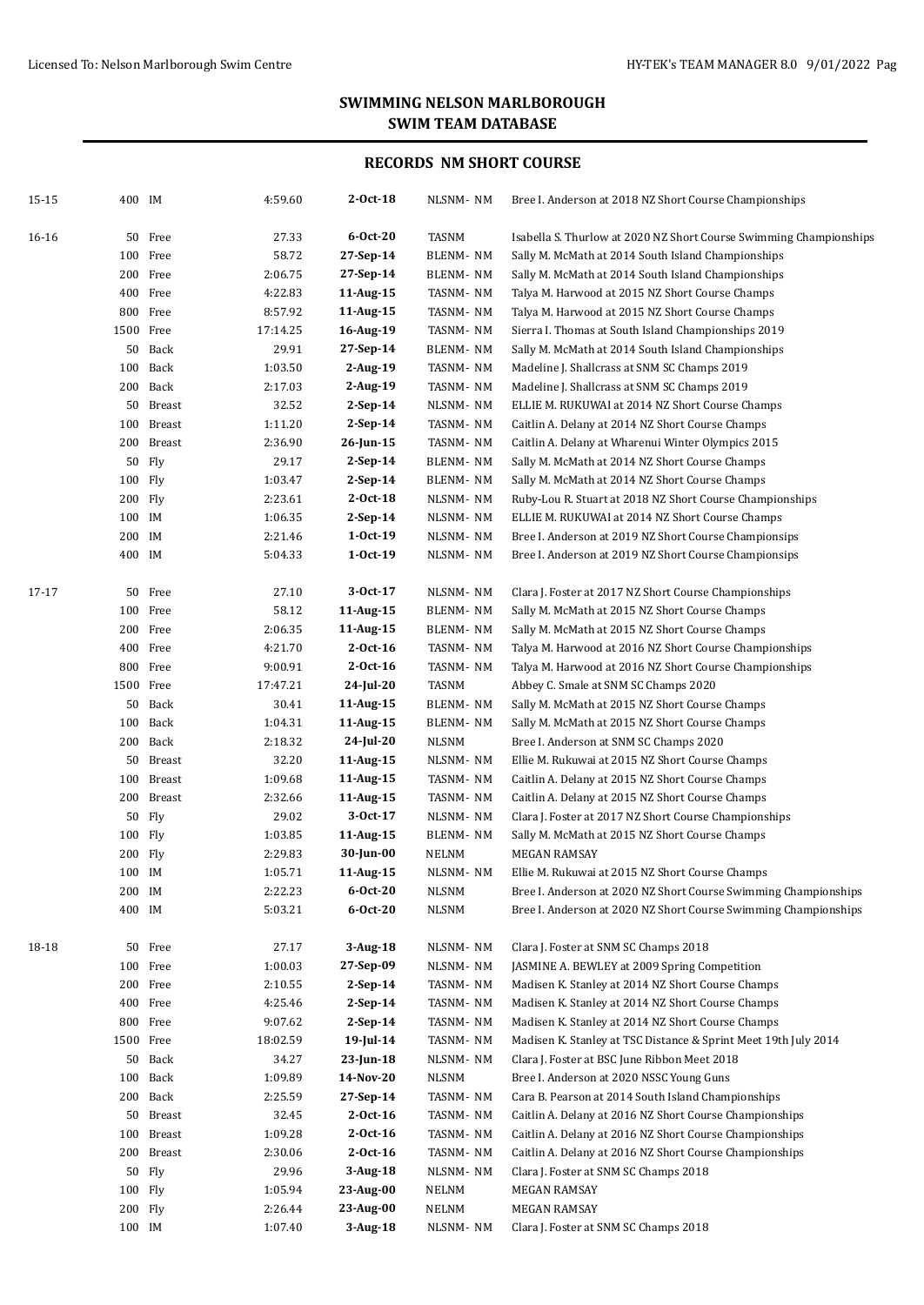## SWIMMING NELSON MARLBOROUGH
## SWIM TEAM DATABASE

### RECORDS NM SHORT COURSE

| | | | | | | |
|---|---|---|---|---|---|---|
| 15-15 | 400 | IM | 4:59.60 | **2-Oct-18** | NLSNM- NM | Bree I. Anderson at 2018 NZ Short Course Championships |
| 16-16 | 50 | Free | 27.33 | **6-Oct-20** | TASNM | Isabella S. Thurlow at 2020 NZ Short Course Swimming Championships |
| | 100 | Free | 58.72 | **27-Sep-14** | BLENM- NM | Sally M. McMath at 2014 South Island Championships |
| | 200 | Free | 2:06.75 | **27-Sep-14** | BLENM- NM | Sally M. McMath at 2014 South Island Championships |
| | 400 | Free | 4:22.83 | **11-Aug-15** | TASNM- NM | Talya M. Harwood at 2015 NZ Short Course Champs |
| | 800 | Free | 8:57.92 | **11-Aug-15** | TASNM- NM | Talya M. Harwood at 2015 NZ Short Course Champs |
| | 1500 | Free | 17:14.25 | **16-Aug-19** | TASNM- NM | Sierra I. Thomas at South Island Championships 2019 |
| | 50 | Back | 29.91 | **27-Sep-14** | BLENM- NM | Sally M. McMath at 2014 South Island Championships |
| | 100 | Back | 1:03.50 | **2-Aug-19** | TASNM- NM | Madeline J. Shallcrass at SNM SC Champs 2019 |
| | 200 | Back | 2:17.03 | **2-Aug-19** | TASNM- NM | Madeline J. Shallcrass at SNM SC Champs 2019 |
| | 50 | Breast | 32.52 | **2-Sep-14** | NLSNM- NM | ELLIE M. RUKUWAI at 2014 NZ Short Course Champs |
| | 100 | Breast | 1:11.20 | **2-Sep-14** | TASNM- NM | Caitlin A. Delany at 2014 NZ Short Course Champs |
| | 200 | Breast | 2:36.90 | **26-Jun-15** | TASNM- NM | Caitlin A. Delany at Wharenui Winter Olympics 2015 |
| | 50 | Fly | 29.17 | **2-Sep-14** | BLENM- NM | Sally M. McMath at 2014 NZ Short Course Champs |
| | 100 | Fly | 1:03.47 | **2-Sep-14** | BLENM- NM | Sally M. McMath at 2014 NZ Short Course Champs |
| | 200 | Fly | 2:23.61 | **2-Oct-18** | NLSNM- NM | Ruby-Lou R. Stuart at 2018 NZ Short Course Championships |
| | 100 | IM | 1:06.35 | **2-Sep-14** | NLSNM- NM | ELLIE M. RUKUWAI at 2014 NZ Short Course Champs |
| | 200 | IM | 2:21.46 | **1-Oct-19** | NLSNM- NM | Bree I. Anderson at 2019 NZ Short Course Championsips |
| | 400 | IM | 5:04.33 | **1-Oct-19** | NLSNM- NM | Bree I. Anderson at 2019 NZ Short Course Championsips |
| 17-17 | 50 | Free | 27.10 | **3-Oct-17** | NLSNM- NM | Clara J. Foster at 2017 NZ Short Course Championships |
| | 100 | Free | 58.12 | **11-Aug-15** | BLENM- NM | Sally M. McMath at 2015 NZ Short Course Champs |
| | 200 | Free | 2:06.35 | **11-Aug-15** | BLENM- NM | Sally M. McMath at 2015 NZ Short Course Champs |
| | 400 | Free | 4:21.70 | **2-Oct-16** | TASNM- NM | Talya M. Harwood at 2016 NZ Short Course Championships |
| | 800 | Free | 9:00.91 | **2-Oct-16** | TASNM- NM | Talya M. Harwood at 2016 NZ Short Course Championships |
| | 1500 | Free | 17:47.21 | **24-Jul-20** | TASNM | Abbey C. Smale at SNM SC Champs 2020 |
| | 50 | Back | 30.41 | **11-Aug-15** | BLENM- NM | Sally M. McMath at 2015 NZ Short Course Champs |
| | 100 | Back | 1:04.31 | **11-Aug-15** | BLENM- NM | Sally M. McMath at 2015 NZ Short Course Champs |
| | 200 | Back | 2:18.32 | **24-Jul-20** | NLSNM | Bree I. Anderson at SNM SC Champs 2020 |
| | 50 | Breast | 32.20 | **11-Aug-15** | NLSNM- NM | Ellie M. Rukuwai at 2015 NZ Short Course Champs |
| | 100 | Breast | 1:09.68 | **11-Aug-15** | TASNM- NM | Caitlin A. Delany at 2015 NZ Short Course Champs |
| | 200 | Breast | 2:32.66 | **11-Aug-15** | TASNM- NM | Caitlin A. Delany at 2015 NZ Short Course Champs |
| | 50 | Fly | 29.02 | **3-Oct-17** | NLSNM- NM | Clara J. Foster at 2017 NZ Short Course Championships |
| | 100 | Fly | 1:03.85 | **11-Aug-15** | BLENM- NM | Sally M. McMath at 2015 NZ Short Course Champs |
| | 200 | Fly | 2:29.83 | **30-Jun-00** | NELNM | MEGAN RAMSAY |
| | 100 | IM | 1:05.71 | **11-Aug-15** | NLSNM- NM | Ellie M. Rukuwai at 2015 NZ Short Course Champs |
| | 200 | IM | 2:22.23 | **6-Oct-20** | NLSNM | Bree I. Anderson at 2020 NZ Short Course Swimming Championships |
| | 400 | IM | 5:03.21 | **6-Oct-20** | NLSNM | Bree I. Anderson at 2020 NZ Short Course Swimming Championships |
| 18-18 | 50 | Free | 27.17 | **3-Aug-18** | NLSNM- NM | Clara J. Foster at SNM SC Champs 2018 |
| | 100 | Free | 1:00.03 | **27-Sep-09** | NLSNM- NM | JASMINE A. BEWLEY at 2009 Spring Competition |
| | 200 | Free | 2:10.55 | **2-Sep-14** | TASNM- NM | Madisen K. Stanley at 2014 NZ Short Course Champs |
| | 400 | Free | 4:25.46 | **2-Sep-14** | TASNM- NM | Madisen K. Stanley at 2014 NZ Short Course Champs |
| | 800 | Free | 9:07.62 | **2-Sep-14** | TASNM- NM | Madisen K. Stanley at 2014 NZ Short Course Champs |
| | 1500 | Free | 18:02.59 | **19-Jul-14** | TASNM- NM | Madisen K. Stanley at TSC Distance & Sprint Meet 19th July 2014 |
| | 50 | Back | 34.27 | **23-Jun-18** | NLSNM- NM | Clara J. Foster at BSC June Ribbon Meet 2018 |
| | 100 | Back | 1:09.89 | **14-Nov-20** | NLSNM | Bree I. Anderson at 2020 NSSC Young Guns |
| | 200 | Back | 2:25.59 | **27-Sep-14** | TASNM- NM | Cara B. Pearson at 2014 South Island Championships |
| | 50 | Breast | 32.45 | **2-Oct-16** | TASNM- NM | Caitlin A. Delany at 2016 NZ Short Course Championships |
| | 100 | Breast | 1:09.28 | **2-Oct-16** | TASNM- NM | Caitlin A. Delany at 2016 NZ Short Course Championships |
| | 200 | Breast | 2:30.06 | **2-Oct-16** | TASNM- NM | Caitlin A. Delany at 2016 NZ Short Course Championships |
| | 50 | Fly | 29.96 | **3-Aug-18** | NLSNM- NM | Clara J. Foster at SNM SC Champs 2018 |
| | 100 | Fly | 1:05.94 | **23-Aug-00** | NELNM | MEGAN RAMSAY |
| | 200 | Fly | 2:26.44 | **23-Aug-00** | NELNM | MEGAN RAMSAY |
| | 100 | IM | 1:07.40 | **3-Aug-18** | NLSNM- NM | Clara J. Foster at SNM SC Champs 2018 |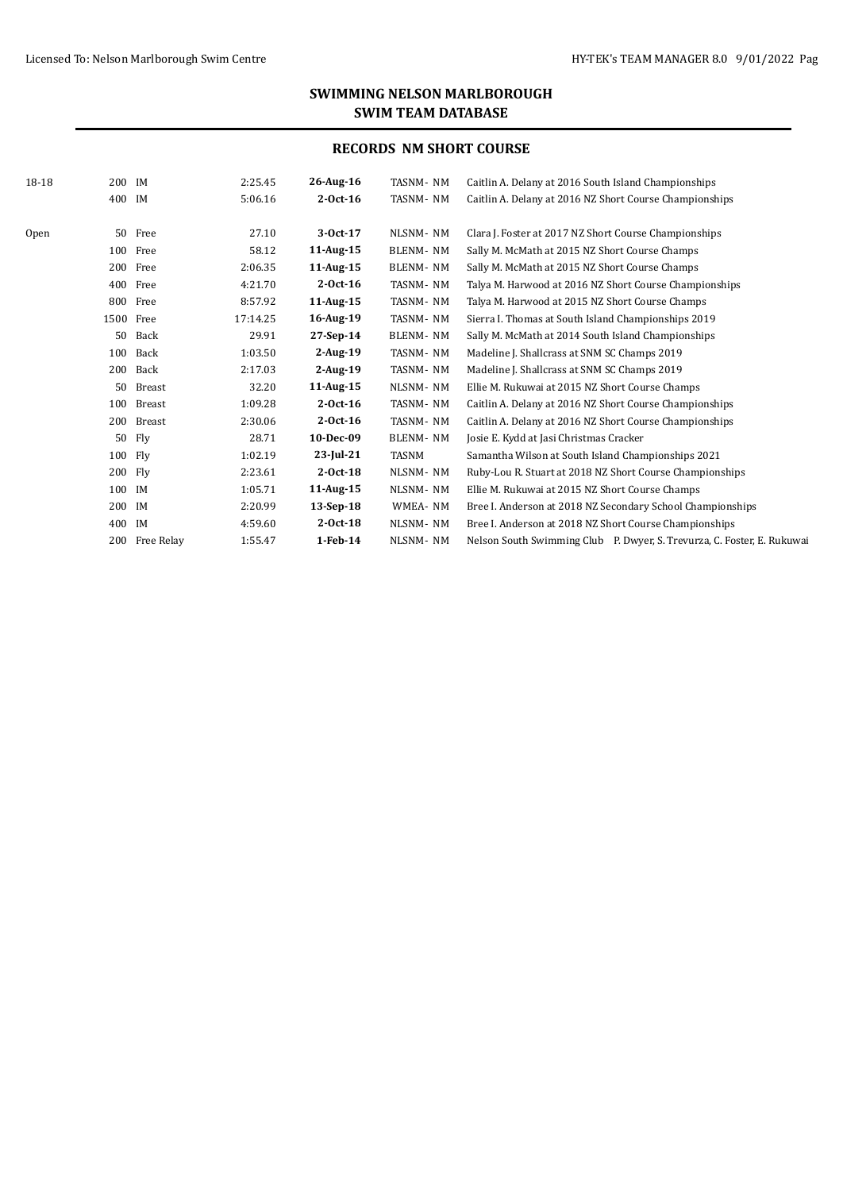## SWIMMING NELSON MARLBOROUGH
## SWIM TEAM DATABASE

### RECORDS NM SHORT COURSE

| | | | | | | |
|---|---|---|---|---|---|---|
| 18-18 | 200 | IM | 2:25.45 | **26-Aug-16** | TASNM- NM | Caitlin A. Delany at 2016 South Island Championships |
| | 400 | IM | 5:06.16 | **2-Oct-16** | TASNM- NM | Caitlin A. Delany at 2016 NZ Short Course Championships |
| Open | 50 | Free | 27.10 | **3-Oct-17** | NLSNM- NM | Clara J. Foster at 2017 NZ Short Course Championships |
| | 100 | Free | 58.12 | **11-Aug-15** | BLENM- NM | Sally M. McMath at 2015 NZ Short Course Champs |
| | 200 | Free | 2:06.35 | **11-Aug-15** | BLENM- NM | Sally M. McMath at 2015 NZ Short Course Champs |
| | 400 | Free | 4:21.70 | **2-Oct-16** | TASNM- NM | Talya M. Harwood at 2016 NZ Short Course Championships |
| | 800 | Free | 8:57.92 | **11-Aug-15** | TASNM- NM | Talya M. Harwood at 2015 NZ Short Course Champs |
| | 1500 | Free | 17:14.25 | **16-Aug-19** | TASNM- NM | Sierra I. Thomas at South Island Championships 2019 |
| | 50 | Back | 29.91 | **27-Sep-14** | BLENM- NM | Sally M. McMath at 2014 South Island Championships |
| | 100 | Back | 1:03.50 | **2-Aug-19** | TASNM- NM | Madeline J. Shallcrass at SNM SC Champs 2019 |
| | 200 | Back | 2:17.03 | **2-Aug-19** | TASNM- NM | Madeline J. Shallcrass at SNM SC Champs 2019 |
| | 50 | Breast | 32.20 | **11-Aug-15** | NLSNM- NM | Ellie M. Rukuwai at 2015 NZ Short Course Champs |
| | 100 | Breast | 1:09.28 | **2-Oct-16** | TASNM- NM | Caitlin A. Delany at 2016 NZ Short Course Championships |
| | 200 | Breast | 2:30.06 | **2-Oct-16** | TASNM- NM | Caitlin A. Delany at 2016 NZ Short Course Championships |
| | 50 | Fly | 28.71 | **10-Dec-09** | BLENM- NM | Josie E. Kydd at Jasi Christmas Cracker |
| | 100 | Fly | 1:02.19 | **23-Jul-21** | TASNM | Samantha Wilson at South Island Championships 2021 |
| | 200 | Fly | 2:23.61 | **2-Oct-18** | NLSNM- NM | Ruby-Lou R. Stuart at 2018 NZ Short Course Championships |
| | 100 | IM | 1:05.71 | **11-Aug-15** | NLSNM- NM | Ellie M. Rukuwai at 2015 NZ Short Course Champs |
| | 200 | IM | 2:20.99 | **13-Sep-18** | WMEA- NM | Bree I. Anderson at 2018 NZ Secondary School Championships |
| | 400 | IM | 4:59.60 | **2-Oct-18** | NLSNM- NM | Bree I. Anderson at 2018 NZ Short Course Championships |
| | 200 | Free Relay | 1:55.47 | **1-Feb-14** | NLSNM- NM | Nelson South Swimming Club P. Dwyer, S. Trevurza, C. Foster, E. Rukuwai |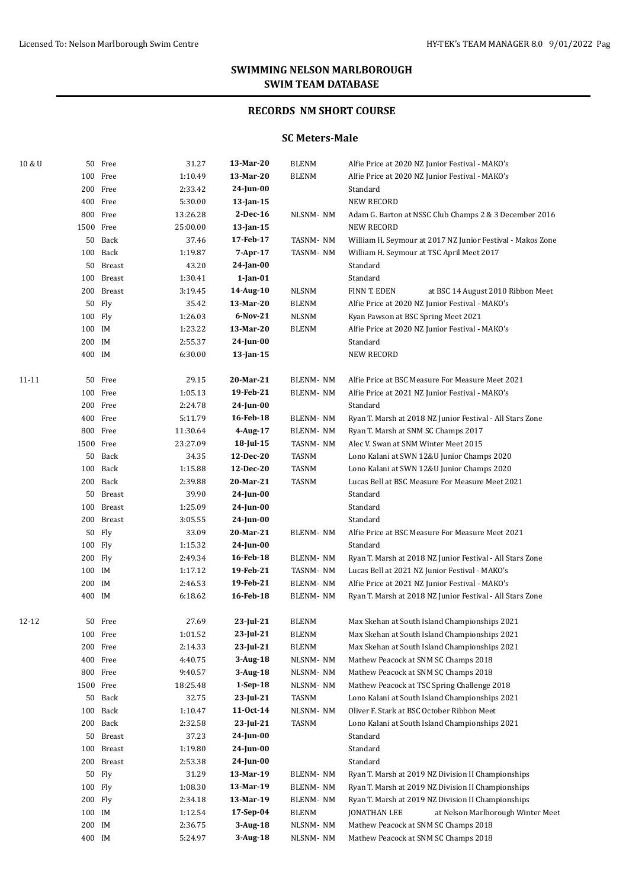## SWIMMING NELSON MARLBOROUGH
## SWIM TEAM DATABASE

### RECORDS NM SHORT COURSE

### SC Meters-Male

| | | | | | | |
|---|---|---|---|---|---|---|
| 10 & U | 50 | Free | 31.27 | **13-Mar-20** | BLENM | Alfie Price at 2020 NZ Junior Festival - MAKO's |
| | 100 | Free | 1:10.49 | **13-Mar-20** | BLENM | Alfie Price at 2020 NZ Junior Festival - MAKO's |
| | 200 | Free | 2:33.42 | **24-Jun-00** | | Standard |
| | 400 | Free | 5:30.00 | **13-Jan-15** | | NEW RECORD |
| | 800 | Free | 13:26.28 | **2-Dec-16** | NLSNM- NM | Adam G. Barton at NSSC Club Champs 2 & 3 December 2016 |
| | 1500 | Free | 25:00.00 | **13-Jan-15** | | NEW RECORD |
| | 50 | Back | 37.46 | **17-Feb-17** | TASNM- NM | William H. Seymour at 2017 NZ Junior Festival - Makos Zone |
| | 100 | Back | 1:19.87 | **7-Apr-17** | TASNM- NM | William H. Seymour at TSC April Meet 2017 |
| | 50 | Breast | 43.20 | **24-Jan-00** | | Standard |
| | 100 | Breast | 1:30.41 | **1-Jan-01** | | Standard |
| | 200 | Breast | 3:19.45 | **14-Aug-10** | NLSNM | FINN T. EDEN at BSC 14 August 2010 Ribbon Meet |
| | 50 | Fly | 35.42 | **13-Mar-20** | BLENM | Alfie Price at 2020 NZ Junior Festival - MAKO's |
| | 100 | Fly | 1:26.03 | **6-Nov-21** | NLSNM | Kyan Pawson at BSC Spring Meet 2021 |
| | 100 | IM | 1:23.22 | **13-Mar-20** | BLENM | Alfie Price at 2020 NZ Junior Festival - MAKO's |
| | 200 | IM | 2:55.37 | **24-Jun-00** | | Standard |
| | 400 | IM | 6:30.00 | **13-Jan-15** | | NEW RECORD |
| 11-11 | 50 | Free | 29.15 | **20-Mar-21** | BLENM- NM | Alfie Price at BSC Measure For Measure Meet 2021 |
| | 100 | Free | 1:05.13 | **19-Feb-21** | BLENM- NM | Alfie Price at 2021 NZ Junior Festival - MAKO's |
| | 200 | Free | 2:24.78 | **24-Jun-00** | | Standard |
| | 400 | Free | 5:11.79 | **16-Feb-18** | BLENM- NM | Ryan T. Marsh at 2018 NZ Junior Festival - All Stars Zone |
| | 800 | Free | 11:30.64 | **4-Aug-17** | BLENM- NM | Ryan T. Marsh at SNM SC Champs 2017 |
| | 1500 | Free | 23:27.09 | **18-Jul-15** | TASNM- NM | Alec V. Swan at SNM Winter Meet 2015 |
| | 50 | Back | 34.35 | **12-Dec-20** | TASNM | Lono Kalani at SWN 12&U Junior Champs 2020 |
| | 100 | Back | 1:15.88 | **12-Dec-20** | TASNM | Lono Kalani at SWN 12&U Junior Champs 2020 |
| | 200 | Back | 2:39.88 | **20-Mar-21** | TASNM | Lucas Bell at BSC Measure For Measure Meet 2021 |
| | 50 | Breast | 39.90 | **24-Jun-00** | | Standard |
| | 100 | Breast | 1:25.09 | **24-Jun-00** | | Standard |
| | 200 | Breast | 3:05.55 | **24-Jun-00** | | Standard |
| | 50 | Fly | 33.09 | **20-Mar-21** | BLENM- NM | Alfie Price at BSC Measure For Measure Meet 2021 |
| | 100 | Fly | 1:15.32 | **24-Jun-00** | | Standard |
| | 200 | Fly | 2:49.34 | **16-Feb-18** | BLENM- NM | Ryan T. Marsh at 2018 NZ Junior Festival - All Stars Zone |
| | 100 | IM | 1:17.12 | **19-Feb-21** | TASNM- NM | Lucas Bell at 2021 NZ Junior Festival - MAKO's |
| | 200 | IM | 2:46.53 | **19-Feb-21** | BLENM- NM | Alfie Price at 2021 NZ Junior Festival - MAKO's |
| | 400 | IM | 6:18.62 | **16-Feb-18** | BLENM- NM | Ryan T. Marsh at 2018 NZ Junior Festival - All Stars Zone |
| 12-12 | 50 | Free | 27.69 | **23-Jul-21** | BLENM | Max Skehan at South Island Championships 2021 |
| | 100 | Free | 1:01.52 | **23-Jul-21** | BLENM | Max Skehan at South Island Championships 2021 |
| | 200 | Free | 2:14.33 | **23-Jul-21** | BLENM | Max Skehan at South Island Championships 2021 |
| | 400 | Free | 4:40.75 | **3-Aug-18** | NLSNM- NM | Mathew Peacock at SNM SC Champs 2018 |
| | 800 | Free | 9:40.57 | **3-Aug-18** | NLSNM- NM | Mathew Peacock at SNM SC Champs 2018 |
| | 1500 | Free | 18:25.48 | **1-Sep-18** | NLSNM- NM | Mathew Peacock at TSC Spring Challenge 2018 |
| | 50 | Back | 32.75 | **23-Jul-21** | TASNM | Lono Kalani at South Island Championships 2021 |
| | 100 | Back | 1:10.47 | **11-Oct-14** | NLSNM- NM | Oliver F. Stark at BSC October Ribbon Meet |
| | 200 | Back | 2:32.58 | **23-Jul-21** | TASNM | Lono Kalani at South Island Championships 2021 |
| | 50 | Breast | 37.23 | **24-Jun-00** | | Standard |
| | 100 | Breast | 1:19.80 | **24-Jun-00** | | Standard |
| | 200 | Breast | 2:53.38 | **24-Jun-00** | | Standard |
| | 50 | Fly | 31.29 | **13-Mar-19** | BLENM- NM | Ryan T. Marsh at 2019 NZ Division II Championships |
| | 100 | Fly | 1:08.30 | **13-Mar-19** | BLENM- NM | Ryan T. Marsh at 2019 NZ Division II Championships |
| | 200 | Fly | 2:34.18 | **13-Mar-19** | BLENM- NM | Ryan T. Marsh at 2019 NZ Division II Championships |
| | 100 | IM | 1:12.54 | **17-Sep-04** | BLENM | JONATHAN LEE at Nelson Marlborough Winter Meet |
| | 200 | IM | 2:36.75 | **3-Aug-18** | NLSNM- NM | Mathew Peacock at SNM SC Champs 2018 |
| | 400 | IM | 5:24.97 | **3-Aug-18** | NLSNM- NM | Mathew Peacock at SNM SC Champs 2018 |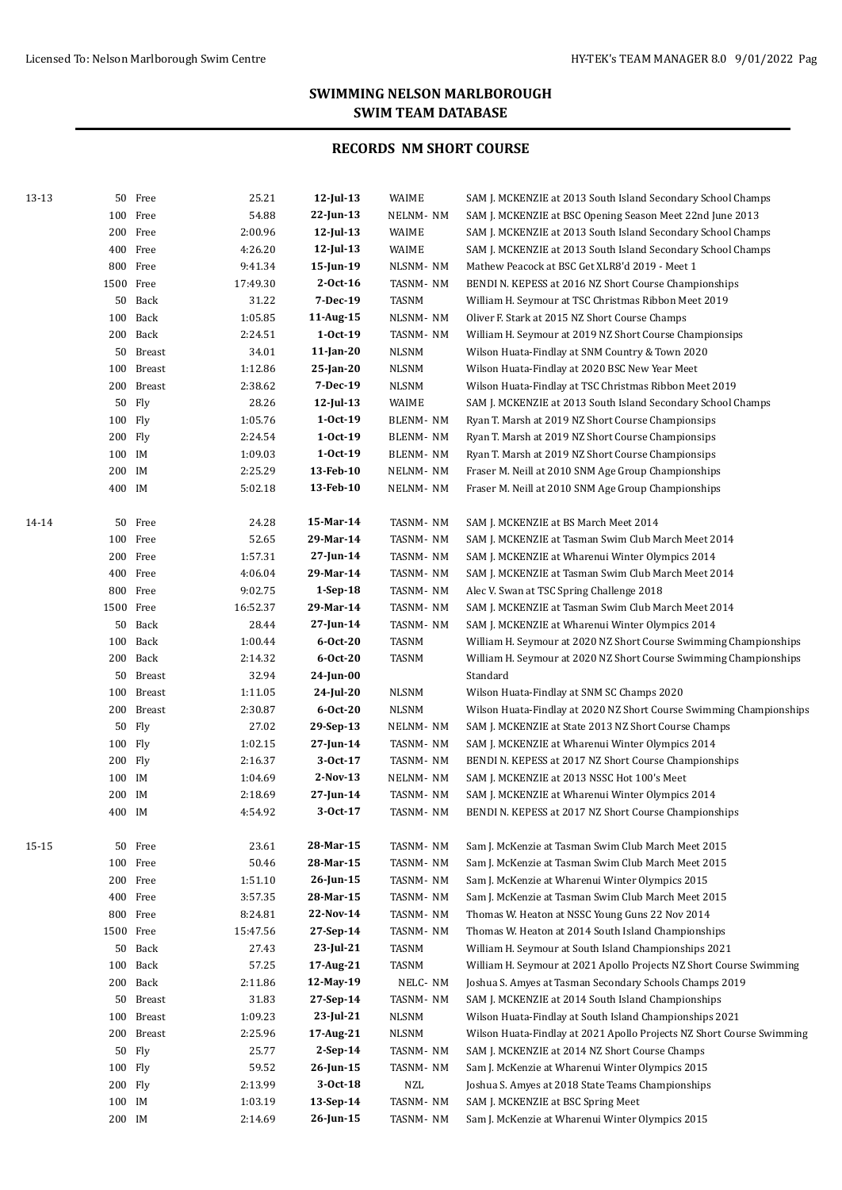## SWIMMING NELSON MARLBOROUGH
## SWIM TEAM DATABASE

### RECORDS NM SHORT COURSE

| | | | | | | |
|---|---|---|---|---|---|---|
| 13-13 | 50 | Free | 25.21 | 12-Jul-13 | WAIME | SAM J. MCKENZIE at 2013 South Island Secondary School Champs |
| | 100 | Free | 54.88 | 22-Jun-13 | NELNM- NM | SAM J. MCKENZIE at BSC Opening Season Meet 22nd June 2013 |
| | 200 | Free | 2:00.96 | 12-Jul-13 | WAIME | SAM J. MCKENZIE at 2013 South Island Secondary School Champs |
| | 400 | Free | 4:26.20 | 12-Jul-13 | WAIME | SAM J. MCKENZIE at 2013 South Island Secondary School Champs |
| | 800 | Free | 9:41.34 | 15-Jun-19 | NLSNM- NM | Mathew Peacock at BSC Get XLR8'd 2019 - Meet 1 |
| | 1500 | Free | 17:49.30 | 2-Oct-16 | TASNM- NM | BENDI N. KEPESS at 2016 NZ Short Course Championships |
| | 50 | Back | 31.22 | 7-Dec-19 | TASNM | William H. Seymour at TSC Christmas Ribbon Meet 2019 |
| | 100 | Back | 1:05.85 | 11-Aug-15 | NLSNM- NM | Oliver F. Stark at 2015 NZ Short Course Champs |
| | 200 | Back | 2:24.51 | 1-Oct-19 | TASNM- NM | William H. Seymour at 2019 NZ Short Course Championsips |
| | 50 | Breast | 34.01 | 11-Jan-20 | NLSNM | Wilson Huata-Findlay at SNM Country & Town 2020 |
| | 100 | Breast | 1:12.86 | 25-Jan-20 | NLSNM | Wilson Huata-Findlay at 2020 BSC New Year Meet |
| | 200 | Breast | 2:38.62 | 7-Dec-19 | NLSNM | Wilson Huata-Findlay at TSC Christmas Ribbon Meet 2019 |
| | 50 | Fly | 28.26 | 12-Jul-13 | WAIME | SAM J. MCKENZIE at 2013 South Island Secondary School Champs |
| | 100 | Fly | 1:05.76 | 1-Oct-19 | BLENM- NM | Ryan T. Marsh at 2019 NZ Short Course Championsips |
| | 200 | Fly | 2:24.54 | 1-Oct-19 | BLENM- NM | Ryan T. Marsh at 2019 NZ Short Course Championsips |
| | 100 | IM | 1:09.03 | 1-Oct-19 | BLENM- NM | Ryan T. Marsh at 2019 NZ Short Course Championsips |
| | 200 | IM | 2:25.29 | 13-Feb-10 | NELNM- NM | Fraser M. Neill at 2010 SNM Age Group Championships |
| | 400 | IM | 5:02.18 | 13-Feb-10 | NELNM- NM | Fraser M. Neill at 2010 SNM Age Group Championships |
| 14-14 | 50 | Free | 24.28 | 15-Mar-14 | TASNM- NM | SAM J. MCKENZIE at BS March Meet 2014 |
| | 100 | Free | 52.65 | 29-Mar-14 | TASNM- NM | SAM J. MCKENZIE at Tasman Swim Club March Meet 2014 |
| | 200 | Free | 1:57.31 | 27-Jun-14 | TASNM- NM | SAM J. MCKENZIE at Wharenui Winter Olympics 2014 |
| | 400 | Free | 4:06.04 | 29-Mar-14 | TASNM- NM | SAM J. MCKENZIE at Tasman Swim Club March Meet 2014 |
| | 800 | Free | 9:02.75 | 1-Sep-18 | TASNM- NM | Alec V. Swan at TSC Spring Challenge 2018 |
| | 1500 | Free | 16:52.37 | 29-Mar-14 | TASNM- NM | SAM J. MCKENZIE at Tasman Swim Club March Meet 2014 |
| | 50 | Back | 28.44 | 27-Jun-14 | TASNM- NM | SAM J. MCKENZIE at Wharenui Winter Olympics 2014 |
| | 100 | Back | 1:00.44 | 6-Oct-20 | TASNM | William H. Seymour at 2020 NZ Short Course Swimming Championships |
| | 200 | Back | 2:14.32 | 6-Oct-20 | TASNM | William H. Seymour at 2020 NZ Short Course Swimming Championships |
| | 50 | Breast | 32.94 | 24-Jun-00 | | Standard |
| | 100 | Breast | 1:11.05 | 24-Jul-20 | NLSNM | Wilson Huata-Findlay at SNM SC Champs 2020 |
| | 200 | Breast | 2:30.87 | 6-Oct-20 | NLSNM | Wilson Huata-Findlay at 2020 NZ Short Course Swimming Championships |
| | 50 | Fly | 27.02 | 29-Sep-13 | NELNM- NM | SAM J. MCKENZIE at State 2013 NZ Short Course Champs |
| | 100 | Fly | 1:02.15 | 27-Jun-14 | TASNM- NM | SAM J. MCKENZIE at Wharenui Winter Olympics 2014 |
| | 200 | Fly | 2:16.37 | 3-Oct-17 | TASNM- NM | BENDI N. KEPESS at 2017 NZ Short Course Championships |
| | 100 | IM | 1:04.69 | 2-Nov-13 | NELNM- NM | SAM J. MCKENZIE at 2013 NSSC Hot 100's Meet |
| | 200 | IM | 2:18.69 | 27-Jun-14 | TASNM- NM | SAM J. MCKENZIE at Wharenui Winter Olympics 2014 |
| | 400 | IM | 4:54.92 | 3-Oct-17 | TASNM- NM | BENDI N. KEPESS at 2017 NZ Short Course Championships |
| 15-15 | 50 | Free | 23.61 | 28-Mar-15 | TASNM- NM | Sam J. McKenzie at Tasman Swim Club March Meet 2015 |
| | 100 | Free | 50.46 | 28-Mar-15 | TASNM- NM | Sam J. McKenzie at Tasman Swim Club March Meet 2015 |
| | 200 | Free | 1:51.10 | 26-Jun-15 | TASNM- NM | Sam J. McKenzie at Wharenui Winter Olympics 2015 |
| | 400 | Free | 3:57.35 | 28-Mar-15 | TASNM- NM | Sam J. McKenzie at Tasman Swim Club March Meet 2015 |
| | 800 | Free | 8:24.81 | 22-Nov-14 | TASNM- NM | Thomas W. Heaton at NSSC Young Guns 22 Nov 2014 |
| | 1500 | Free | 15:47.56 | 27-Sep-14 | TASNM- NM | Thomas W. Heaton at 2014 South Island Championships |
| | 50 | Back | 27.43 | 23-Jul-21 | TASNM | William H. Seymour at South Island Championships 2021 |
| | 100 | Back | 57.25 | 17-Aug-21 | TASNM | William H. Seymour at 2021 Apollo Projects NZ Short Course Swimming |
| | 200 | Back | 2:11.86 | 12-May-19 | NELC- NM | Joshua S. Amyes at Tasman Secondary Schools Champs 2019 |
| | 50 | Breast | 31.83 | 27-Sep-14 | TASNM- NM | SAM J. MCKENZIE at 2014 South Island Championships |
| | 100 | Breast | 1:09.23 | 23-Jul-21 | NLSNM | Wilson Huata-Findlay at South Island Championships 2021 |
| | 200 | Breast | 2:25.96 | 17-Aug-21 | NLSNM | Wilson Huata-Findlay at 2021 Apollo Projects NZ Short Course Swimming |
| | 50 | Fly | 25.77 | 2-Sep-14 | TASNM- NM | SAM J. MCKENZIE at 2014 NZ Short Course Champs |
| | 100 | Fly | 59.52 | 26-Jun-15 | TASNM- NM | Sam J. McKenzie at Wharenui Winter Olympics 2015 |
| | 200 | Fly | 2:13.99 | 3-Oct-18 | NZL | Joshua S. Amyes at 2018 State Teams Championships |
| | 100 | IM | 1:03.19 | 13-Sep-14 | TASNM- NM | SAM J. MCKENZIE at BSC Spring Meet |
| | 200 | IM | 2:14.69 | 26-Jun-15 | TASNM- NM | Sam J. McKenzie at Wharenui Winter Olympics 2015 |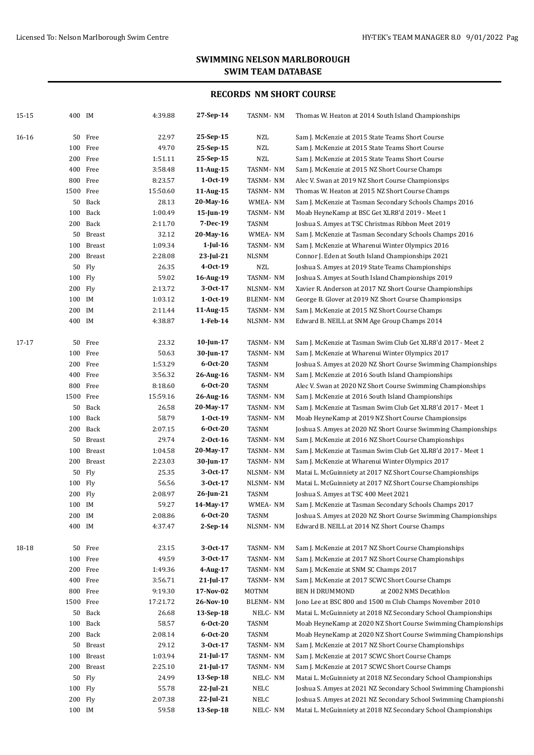## SWIMMING NELSON MARLBOROUGH
## SWIM TEAM DATABASE

### RECORDS NM SHORT COURSE

| | | | | | | |
|---|---|---|---|---|---|---|
| 15-15 | 400 | IM | 4:39.88 | **27-Sep-14** | TASNM- NM | Thomas W. Heaton at 2014 South Island Championships |
| 16-16 | 50 | Free | 22.97 | **25-Sep-15** | NZL | Sam J. McKenzie at 2015 State Teams Short Course |
| | 100 | Free | 49.70 | **25-Sep-15** | NZL | Sam J. McKenzie at 2015 State Teams Short Course |
| | 200 | Free | 1:51.11 | **25-Sep-15** | NZL | Sam J. McKenzie at 2015 State Teams Short Course |
| | 400 | Free | 3:58.48 | **11-Aug-15** | TASNM- NM | Sam J. McKenzie at 2015 NZ Short Course Champs |
| | 800 | Free | 8:23.57 | **1-Oct-19** | TASNM- NM | Alec V. Swan at 2019 NZ Short Course Championsips |
| | 1500 | Free | 15:50.60 | **11-Aug-15** | TASNM- NM | Thomas W. Heaton at 2015 NZ Short Course Champs |
| | 50 | Back | 28.13 | **20-May-16** | WMEA- NM | Sam J. McKenzie at Tasman Secondary Schools Champs 2016 |
| | 100 | Back | 1:00.49 | **15-Jun-19** | TASNM- NM | Moab HeyneKamp at BSC Get XLR8'd 2019 - Meet 1 |
| | 200 | Back | 2:11.70 | **7-Dec-19** | TASNM | Joshua S. Amyes at TSC Christmas Ribbon Meet 2019 |
| | 50 | Breast | 32.12 | **20-May-16** | WMEA- NM | Sam J. McKenzie at Tasman Secondary Schools Champs 2016 |
| | 100 | Breast | 1:09.34 | **1-Jul-16** | TASNM- NM | Sam J. McKenzie at Wharenui Winter Olympics 2016 |
| | 200 | Breast | 2:28.08 | **23-Jul-21** | NLSNM | Connor J. Eden at South Island Championships 2021 |
| | 50 | Fly | 26.35 | **4-Oct-19** | NZL | Joshua S. Amyes at 2019 State Teams Championships |
| | 100 | Fly | 59.02 | **16-Aug-19** | TASNM- NM | Joshua S. Amyes at South Island Championships 2019 |
| | 200 | Fly | 2:13.72 | **3-Oct-17** | NLSNM- NM | Xavier R. Anderson at 2017 NZ Short Course Championships |
| | 100 | IM | 1:03.12 | **1-Oct-19** | BLENM- NM | George B. Glover at 2019 NZ Short Course Championsips |
| | 200 | IM | 2:11.44 | **11-Aug-15** | TASNM- NM | Sam J. McKenzie at 2015 NZ Short Course Champs |
| | 400 | IM | 4:38.87 | **1-Feb-14** | NLSNM- NM | Edward B. NEILL at SNM Age Group Champs 2014 |
| 17-17 | 50 | Free | 23.32 | **10-Jun-17** | TASNM- NM | Sam J. McKenzie at Tasman Swim Club Get XLR8'd 2017 - Meet 2 |
| | 100 | Free | 50.63 | **30-Jun-17** | TASNM- NM | Sam J. McKenzie at Wharenui Winter Olympics 2017 |
| | 200 | Free | 1:53.29 | **6-Oct-20** | TASNM | Joshua S. Amyes at 2020 NZ Short Course Swimming Championships |
| | 400 | Free | 3:56.32 | **26-Aug-16** | TASNM- NM | Sam J. McKenzie at 2016 South Island Championships |
| | 800 | Free | 8:18.60 | **6-Oct-20** | TASNM | Alec V. Swan at 2020 NZ Short Course Swimming Championships |
| | 1500 | Free | 15:59.16 | **26-Aug-16** | TASNM- NM | Sam J. McKenzie at 2016 South Island Championships |
| | 50 | Back | 26.58 | **20-May-17** | TASNM- NM | Sam J. McKenzie at Tasman Swim Club Get XLR8'd 2017 - Meet 1 |
| | 100 | Back | 58.79 | **1-Oct-19** | TASNM- NM | Moab HeyneKamp at 2019 NZ Short Course Championsips |
| | 200 | Back | 2:07.15 | **6-Oct-20** | TASNM | Joshua S. Amyes at 2020 NZ Short Course Swimming Championships |
| | 50 | Breast | 29.74 | **2-Oct-16** | TASNM- NM | Sam J. McKenzie at 2016 NZ Short Course Championships |
| | 100 | Breast | 1:04.58 | **20-May-17** | TASNM- NM | Sam J. McKenzie at Tasman Swim Club Get XLR8'd 2017 - Meet 1 |
| | 200 | Breast | 2:23.03 | **30-Jun-17** | TASNM- NM | Sam J. McKenzie at Wharenui Winter Olympics 2017 |
| | 50 | Fly | 25.35 | **3-Oct-17** | NLSNM- NM | Matai L. McGuinniety at 2017 NZ Short Course Championships |
| | 100 | Fly | 56.56 | **3-Oct-17** | NLSNM- NM | Matai L. McGuinniety at 2017 NZ Short Course Championships |
| | 200 | Fly | 2:08.97 | **26-Jun-21** | TASNM | Joshua S. Amyes at TSC 400 Meet 2021 |
| | 100 | IM | 59.27 | **14-May-17** | WMEA- NM | Sam J. McKenzie at Tasman Secondary Schools Champs 2017 |
| | 200 | IM | 2:08.86 | **6-Oct-20** | TASNM | Joshua S. Amyes at 2020 NZ Short Course Swimming Championships |
| | 400 | IM | 4:37.47 | **2-Sep-14** | NLSNM- NM | Edward B. NEILL at 2014 NZ Short Course Champs |
| 18-18 | 50 | Free | 23.15 | **3-Oct-17** | TASNM- NM | Sam J. McKenzie at 2017 NZ Short Course Championships |
| | 100 | Free | 49.59 | **3-Oct-17** | TASNM- NM | Sam J. McKenzie at 2017 NZ Short Course Championships |
| | 200 | Free | 1:49.36 | **4-Aug-17** | TASNM- NM | Sam J. McKenzie at SNM SC Champs 2017 |
| | 400 | Free | 3:56.71 | **21-Jul-17** | TASNM- NM | Sam J. McKenzie at 2017 SCWC Short Course Champs |
| | 800 | Free | 9:19.30 | **17-Nov-02** | MOTNM | BEN H DRUMMOND at 2002 NMS Decathlon |
| | 1500 | Free | 17:21.72 | **26-Nov-10** | BLENM- NM | Jono Lee at BSC 800 and 1500 m Club Champs November 2010 |
| | 50 | Back | 26.68 | **13-Sep-18** | NELC- NM | Matai L. McGuinniety at 2018 NZ Secondary School Championships |
| | 100 | Back | 58.57 | **6-Oct-20** | TASNM | Moab HeyneKamp at 2020 NZ Short Course Swimming Championships |
| | 200 | Back | 2:08.14 | **6-Oct-20** | TASNM | Moab HeyneKamp at 2020 NZ Short Course Swimming Championships |
| | 50 | Breast | 29.12 | **3-Oct-17** | TASNM- NM | Sam J. McKenzie at 2017 NZ Short Course Championships |
| | 100 | Breast | 1:03.94 | **21-Jul-17** | TASNM- NM | Sam J. McKenzie at 2017 SCWC Short Course Champs |
| | 200 | Breast | 2:25.10 | **21-Jul-17** | TASNM- NM | Sam J. McKenzie at 2017 SCWC Short Course Champs |
| | 50 | Fly | 24.99 | **13-Sep-18** | NELC- NM | Matai L. McGuinniety at 2018 NZ Secondary School Championships |
| | 100 | Fly | 55.78 | **22-Jul-21** | NELC | Joshua S. Amyes at 2021 NZ Secondary School Swimming Championshi |
| | 200 | Fly | 2:07.38 | **22-Jul-21** | NELC | Joshua S. Amyes at 2021 NZ Secondary School Swimming Championshi |
| | 100 | IM | 59.58 | **13-Sep-18** | NELC- NM | Matai L. McGuinniety at 2018 NZ Secondary School Championships |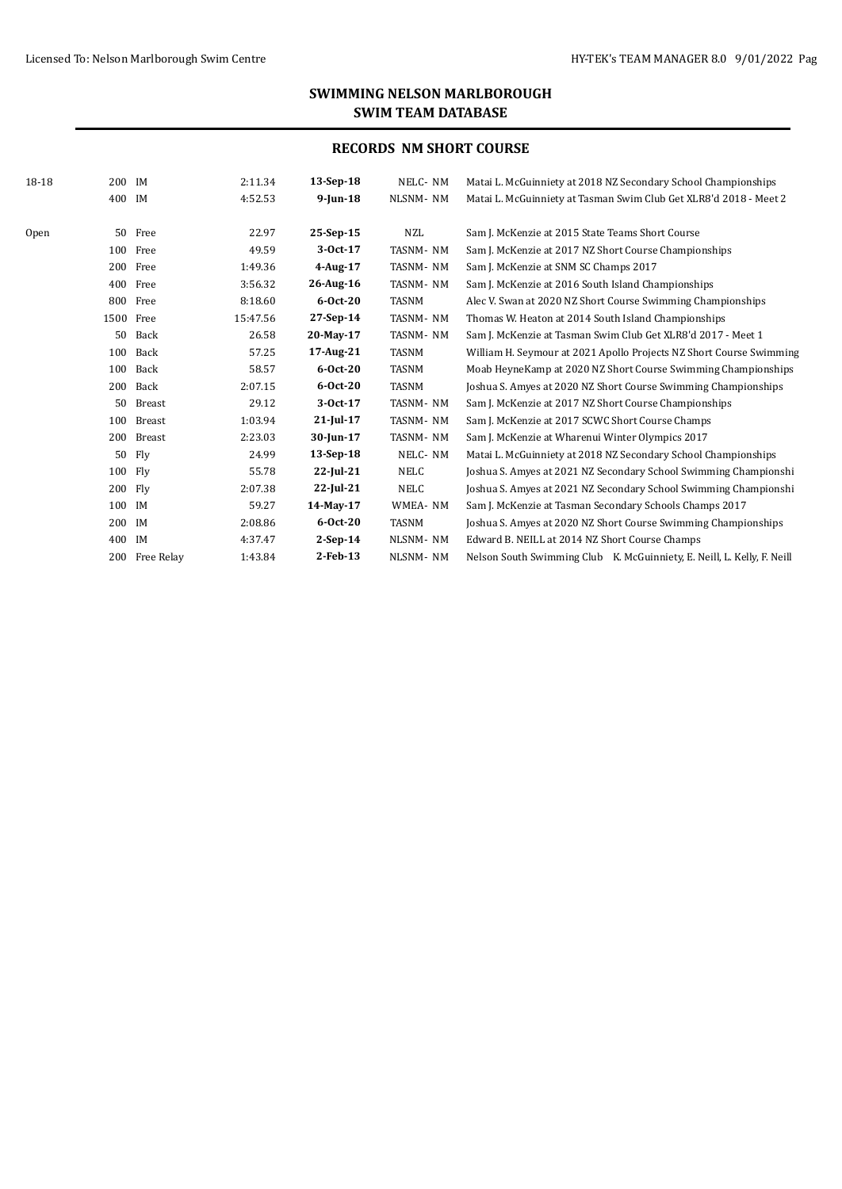## SWIMMING NELSON MARLBOROUGH
## SWIM TEAM DATABASE

### RECORDS NM SHORT COURSE

| | | | | | | |
|---|---|---|---|---|---|---|
| 18-18 | 200 | IM | 2:11.34 | **13-Sep-18** | NELC- NM | Matai L. McGuinniety at 2018 NZ Secondary School Championships |
| | 400 | IM | 4:52.53 | **9-Jun-18** | NLSNM- NM | Matai L. McGuinniety at Tasman Swim Club Get XLR8'd 2018 - Meet 2 |
| Open | 50 | Free | 22.97 | **25-Sep-15** | NZL | Sam J. McKenzie at 2015 State Teams Short Course |
| | 100 | Free | 49.59 | **3-Oct-17** | TASNM- NM | Sam J. McKenzie at 2017 NZ Short Course Championships |
| | 200 | Free | 1:49.36 | **4-Aug-17** | TASNM- NM | Sam J. McKenzie at SNM SC Champs 2017 |
| | 400 | Free | 3:56.32 | **26-Aug-16** | TASNM- NM | Sam J. McKenzie at 2016 South Island Championships |
| | 800 | Free | 8:18.60 | **6-Oct-20** | TASNM | Alec V. Swan at 2020 NZ Short Course Swimming Championships |
| | 1500 | Free | 15:47.56 | **27-Sep-14** | TASNM- NM | Thomas W. Heaton at 2014 South Island Championships |
| | 50 | Back | 26.58 | **20-May-17** | TASNM- NM | Sam J. McKenzie at Tasman Swim Club Get XLR8'd 2017 - Meet 1 |
| | 100 | Back | 57.25 | **17-Aug-21** | TASNM | William H. Seymour at 2021 Apollo Projects NZ Short Course Swimming |
| | 100 | Back | 58.57 | **6-Oct-20** | TASNM | Moab HeyneKamp at 2020 NZ Short Course Swimming Championships |
| | 200 | Back | 2:07.15 | **6-Oct-20** | TASNM | Joshua S. Amyes at 2020 NZ Short Course Swimming Championships |
| | 50 | Breast | 29.12 | **3-Oct-17** | TASNM- NM | Sam J. McKenzie at 2017 NZ Short Course Championships |
| | 100 | Breast | 1:03.94 | **21-Jul-17** | TASNM- NM | Sam J. McKenzie at 2017 SCWC Short Course Champs |
| | 200 | Breast | 2:23.03 | **30-Jun-17** | TASNM- NM | Sam J. McKenzie at Wharenui Winter Olympics 2017 |
| | 50 | Fly | 24.99 | **13-Sep-18** | NELC- NM | Matai L. McGuinniety at 2018 NZ Secondary School Championships |
| | 100 | Fly | 55.78 | **22-Jul-21** | NELC | Joshua S. Amyes at 2021 NZ Secondary School Swimming Championshi |
| | 200 | Fly | 2:07.38 | **22-Jul-21** | NELC | Joshua S. Amyes at 2021 NZ Secondary School Swimming Championshi |
| | 100 | IM | 59.27 | **14-May-17** | WMEA- NM | Sam J. McKenzie at Tasman Secondary Schools Champs 2017 |
| | 200 | IM | 2:08.86 | **6-Oct-20** | TASNM | Joshua S. Amyes at 2020 NZ Short Course Swimming Championships |
| | 400 | IM | 4:37.47 | **2-Sep-14** | NLSNM- NM | Edward B. NEILL at 2014 NZ Short Course Champs |
| | 200 | Free Relay | 1:43.84 | **2-Feb-13** | NLSNM- NM | Nelson South Swimming Club K. McGuinniety, E. Neill, L. Kelly, F. Neill |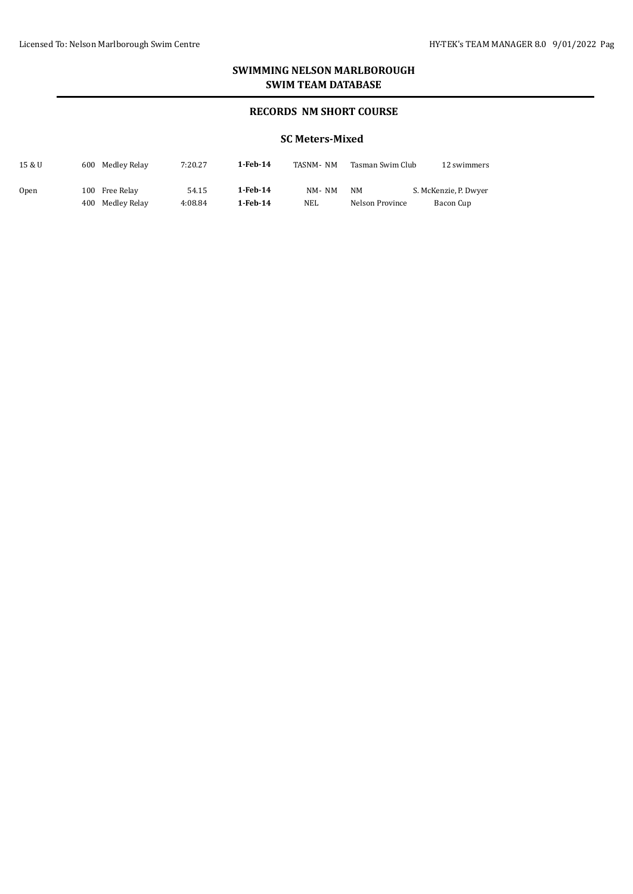**SWIMMING NELSON MARLBOROUGH**
**SWIM TEAM DATABASE**

## RECORDS NM SHORT COURSE

### SC Meters-Mixed

| | | | | | | | |
|---|---|---|---|---|---|---|---|
| 15 & U | 600 | Medley Relay | 7:20.27 | **1-Feb-14** | TASNM- NM | Tasman Swim Club | 12 swimmers |
| Open | 100 | Free Relay | 54.15 | **1-Feb-14** | NM- NM | NM | S. McKenzie, P. Dwyer |
| | 400 | Medley Relay | 4:08.84 | **1-Feb-14** | NEL | Nelson Province | Bacon Cup |